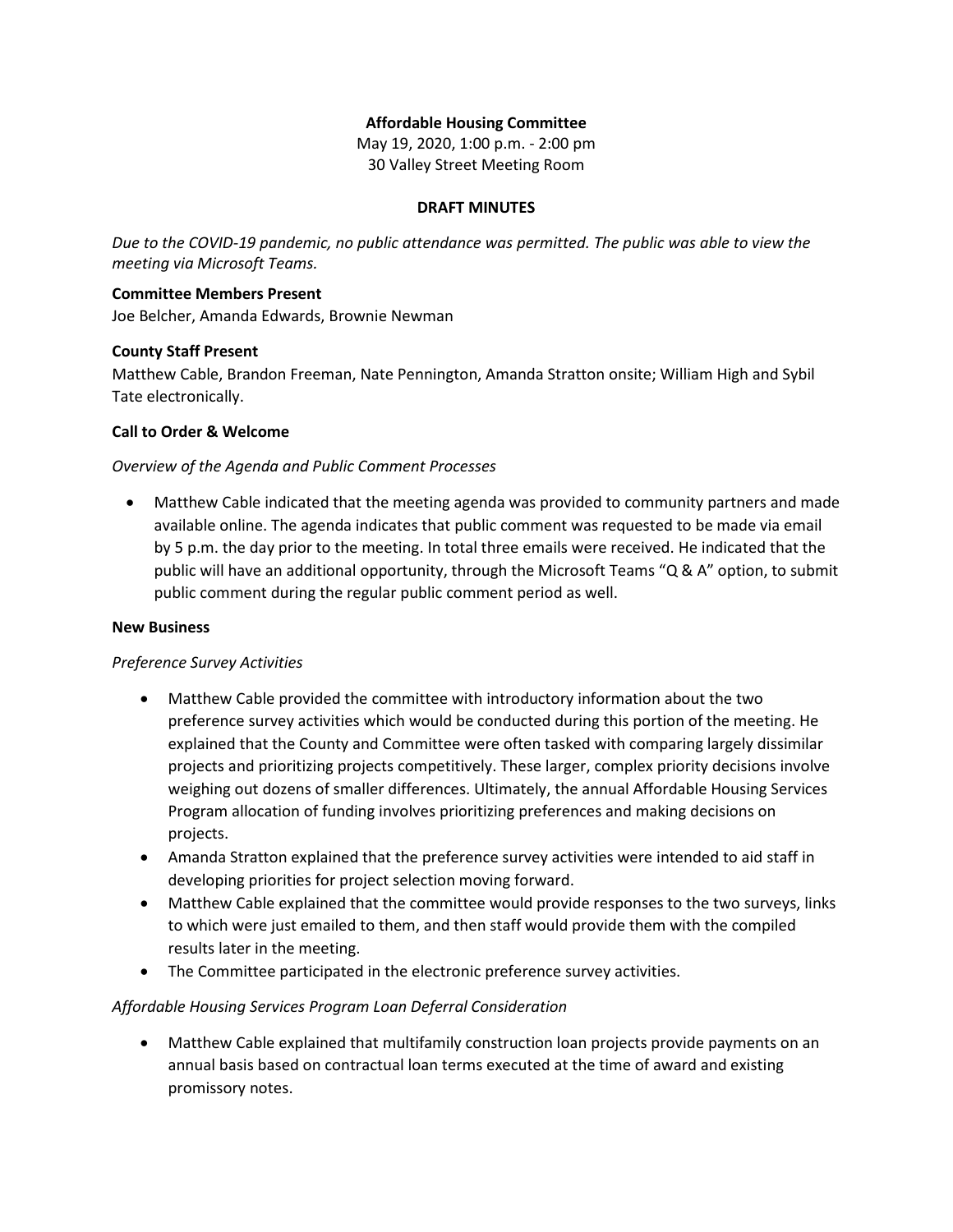**Affordable Housing Committee**

May 19, 2020, 1:00 p.m. - 2:00 pm

30 Valley Street Meeting Room

**DRAFT MINUTES**

*Due to the COVID-19 pandemic, no public attendance was permitted. The public was able to view the meeting via Microsoft Teams.*

**Committee Members Present**

Joe Belcher, Amanda Edwards, Brownie Newman

**County Staff Present**

Matthew Cable, Brandon Freeman, Nate Pennington, Amanda Stratton onsite; William High and Sybil Tate electronically.

**Call to Order & Welcome**

*Overview of the Agenda and Public Comment Processes*

- Matthew Cable indicated that the meeting agenda was provided to community partners and made available online. The agenda indicates that public comment was requested to be made via email by 5 p.m. the day prior to the meeting. In total three emails were received. He indicated that the public will have an additional opportunity, through the Microsoft Teams "Q & A" option, to submit public comment during the regular public comment period as well.

**New Business**

*Preference Survey Activities*

- Matthew Cable provided the committee with introductory information about the two preference survey activities which would be conducted during this portion of the meeting. He explained that the County and Committee were often tasked with comparing largely dissimilar projects and prioritizing projects competitively. These larger, complex priority decisions involve weighing out dozens of smaller differences. Ultimately, the annual Affordable Housing Services Program allocation of funding involves prioritizing preferences and making decisions on projects.
- Amanda Stratton explained that the preference survey activities were intended to aid staff in developing priorities for project selection moving forward.
- Matthew Cable explained that the committee would provide responses to the two surveys, links to which were just emailed to them, and then staff would provide them with the compiled results later in the meeting.
- The Committee participated in the electronic preference survey activities.

*Affordable Housing Services Program Loan Deferral Consideration*

- Matthew Cable explained that multifamily construction loan projects provide payments on an annual basis based on contractual loan terms executed at the time of award and existing promissory notes.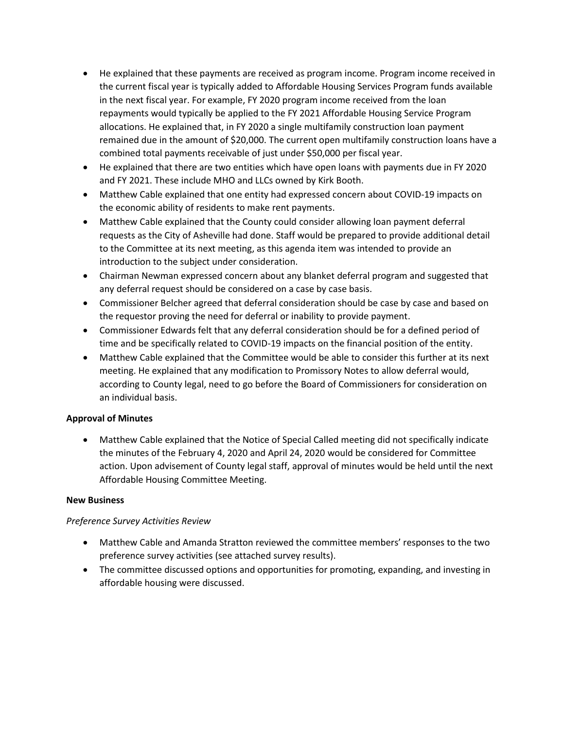- He explained that these payments are received as program income. Program income received in the current fiscal year is typically added to Affordable Housing Services Program funds available in the next fiscal year. For example, FY 2020 program income received from the loan repayments would typically be applied to the FY 2021 Affordable Housing Service Program allocations. He explained that, in FY 2020 a single multifamily construction loan payment remained due in the amount of $20,000. The current open multifamily construction loans have a combined total payments receivable of just under $50,000 per fiscal year.
- He explained that there are two entities which have open loans with payments due in FY 2020 and FY 2021. These include MHO and LLCs owned by Kirk Booth.
- Matthew Cable explained that one entity had expressed concern about COVID-19 impacts on the economic ability of residents to make rent payments.
- Matthew Cable explained that the County could consider allowing loan payment deferral requests as the City of Asheville had done. Staff would be prepared to provide additional detail to the Committee at its next meeting, as this agenda item was intended to provide an introduction to the subject under consideration.
- Chairman Newman expressed concern about any blanket deferral program and suggested that any deferral request should be considered on a case by case basis.
- Commissioner Belcher agreed that deferral consideration should be case by case and based on the requestor proving the need for deferral or inability to provide payment.
- Commissioner Edwards felt that any deferral consideration should be for a defined period of time and be specifically related to COVID-19 impacts on the financial position of the entity.
- Matthew Cable explained that the Committee would be able to consider this further at its next meeting. He explained that any modification to Promissory Notes to allow deferral would, according to County legal, need to go before the Board of Commissioners for consideration on an individual basis.

**Approval of Minutes**

- Matthew Cable explained that the Notice of Special Called meeting did not specifically indicate the minutes of the February 4, 2020 and April 24, 2020 would be considered for Committee action. Upon advisement of County legal staff, approval of minutes would be held until the next Affordable Housing Committee Meeting.

**New Business**

*Preference Survey Activities Review*

- Matthew Cable and Amanda Stratton reviewed the committee members' responses to the two preference survey activities (see attached survey results).
- The committee discussed options and opportunities for promoting, expanding, and investing in affordable housing were discussed.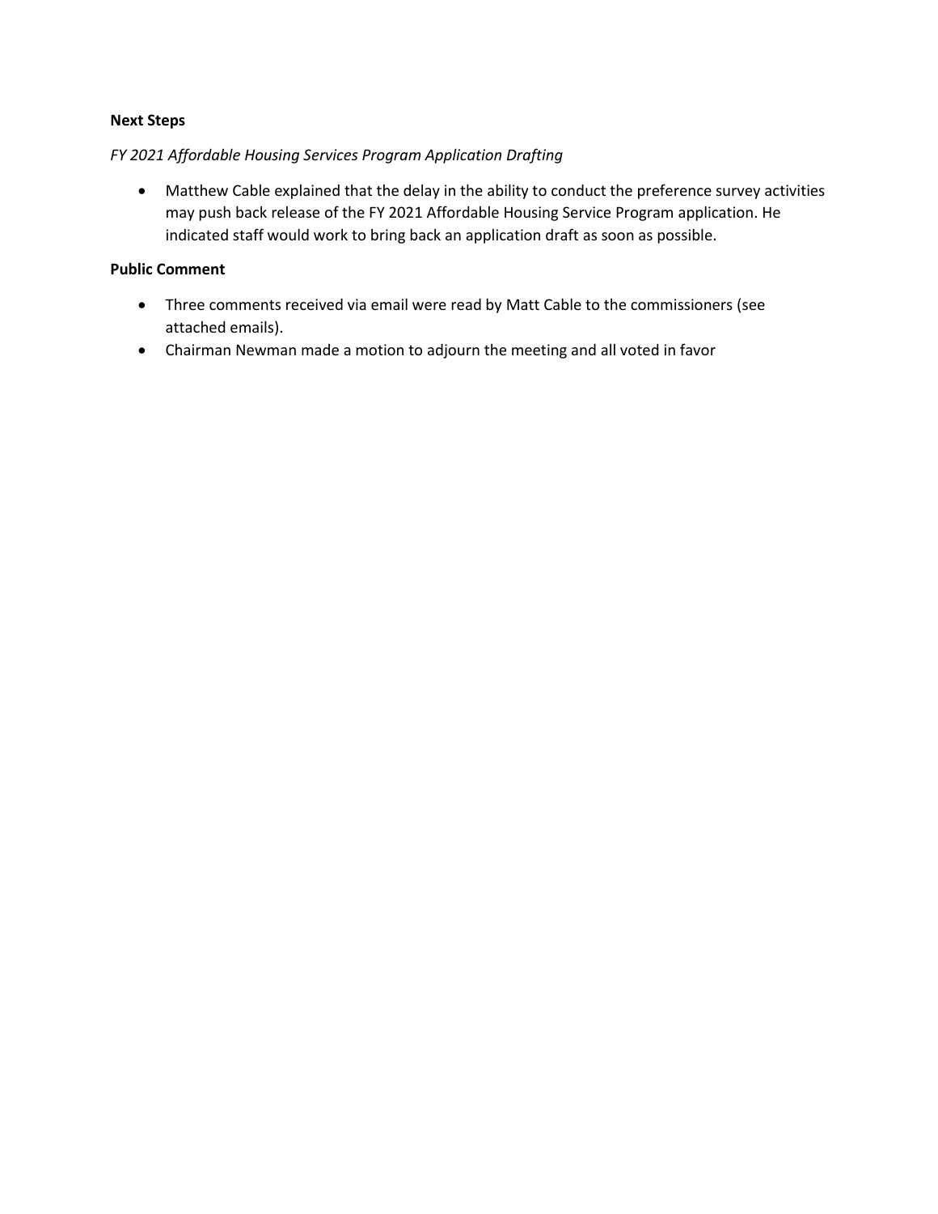**Next Steps**

*FY 2021 Affordable Housing Services Program Application Drafting*

- Matthew Cable explained that the delay in the ability to conduct the preference survey activities may push back release of the FY 2021 Affordable Housing Service Program application. He indicated staff would work to bring back an application draft as soon as possible.

**Public Comment**

- Three comments received via email were read by Matt Cable to the commissioners (see attached emails).
- Chairman Newman made a motion to adjourn the meeting and all voted in favor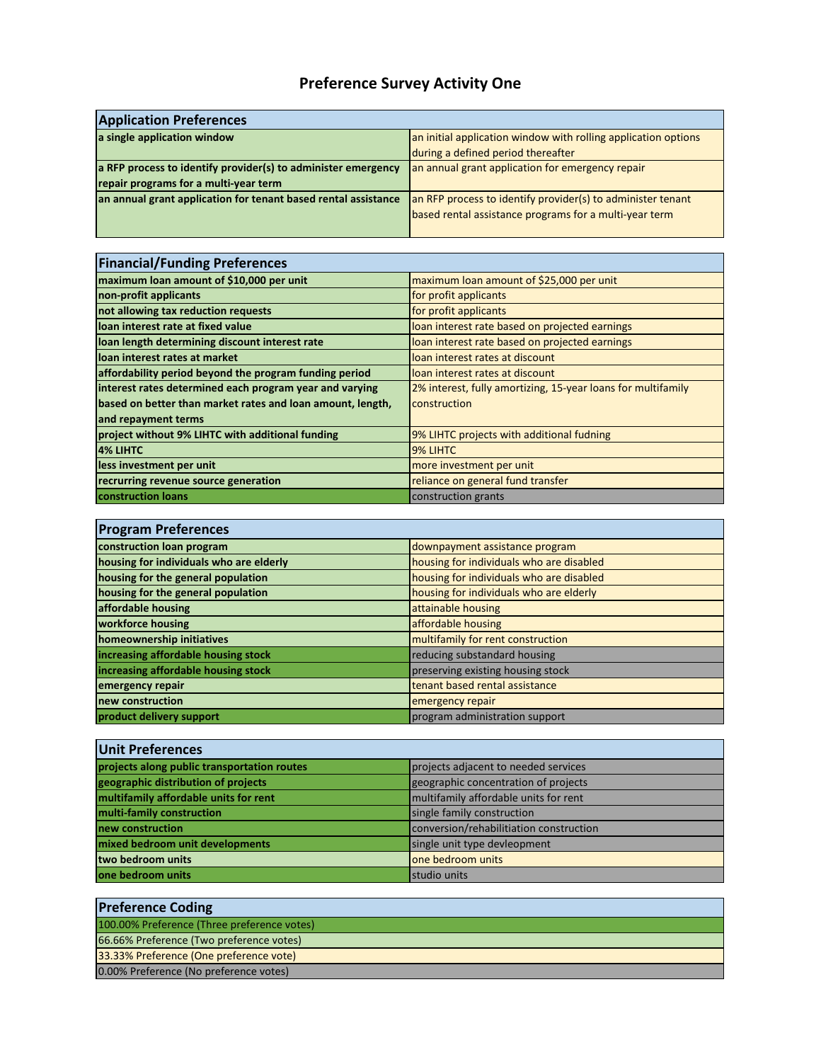# Preference Survey Activity One

| Application Preferences | |
|---|---|
| **a single application window** | an initial application window with rolling application options during a defined period thereafter |
| **a RFP process to identify provider(s) to administer emergency repair programs for a multi-year term** | an annual grant application for emergency repair |
| **an annual grant application for tenant based rental assistance** | an RFP process to identify provider(s) to administer tenant based rental assistance programs for a multi-year term |

| Financial/Funding Preferences | |
|---|---|
| **maximum loan amount of $10,000 per unit** | maximum loan amount of $25,000 per unit |
| **non-profit applicants** | for profit applicants |
| **not allowing tax reduction requests** | for profit applicants |
| **loan interest rate at fixed value** | loan interest rate based on projected earnings |
| **loan length determining discount interest rate** | loan interest rate based on projected earnings |
| **loan interest rates at market** | loan interest rates at discount |
| **affordability period beyond the program funding period** | loan interest rates at discount |
| **interest rates determined each program year and varying based on better than market rates and loan amount, length, and repayment terms** | 2% interest, fully amortizing, 15-year loans for multifamily construction |
| **project without 9% LIHTC with additional funding** | 9% LIHTC projects with additional fudning |
| **4% LIHTC** | 9% LIHTC |
| **less investment per unit** | more investment per unit |
| **recrurring revenue source generation** | reliance on general fund transfer |
| **construction loans** | construction grants |

| Program Preferences | |
|---|---|
| **construction loan program** | downpayment assistance program |
| **housing for individuals who are elderly** | housing for individuals who are disabled |
| **housing for the general population** | housing for individuals who are disabled |
| **housing for the general population** | housing for individuals who are elderly |
| **affordable housing** | attainable housing |
| **workforce housing** | affordable housing |
| **homeownership initiatives** | multifamily for rent construction |
| **increasing affordable housing stock** | reducing substandard housing |
| **increasing affordable housing stock** | preserving existing housing stock |
| **emergency repair** | tenant based rental assistance |
| **new construction** | emergency repair |
| **product delivery support** | program administration support |

| Unit Preferences | |
|---|---|
| **projects along public transportation routes** | projects adjacent to needed services |
| **geographic distribution of projects** | geographic concentration of projects |
| **multifamily affordable units for rent** | multifamily affordable units for rent |
| **multi-family construction** | single family construction |
| **new construction** | conversion/rehabilitiation construction |
| **mixed bedroom unit developments** | single unit type devleopment |
| **two bedroom units** | one bedroom units |
| **one bedroom units** | studio units |

| Preference Coding |
|---|
| 100.00% Preference (Three preference votes) |
| 66.66% Preference (Two preference votes) |
| 33.33% Preference (One preference vote) |
| 0.00% Preference (No preference votes) |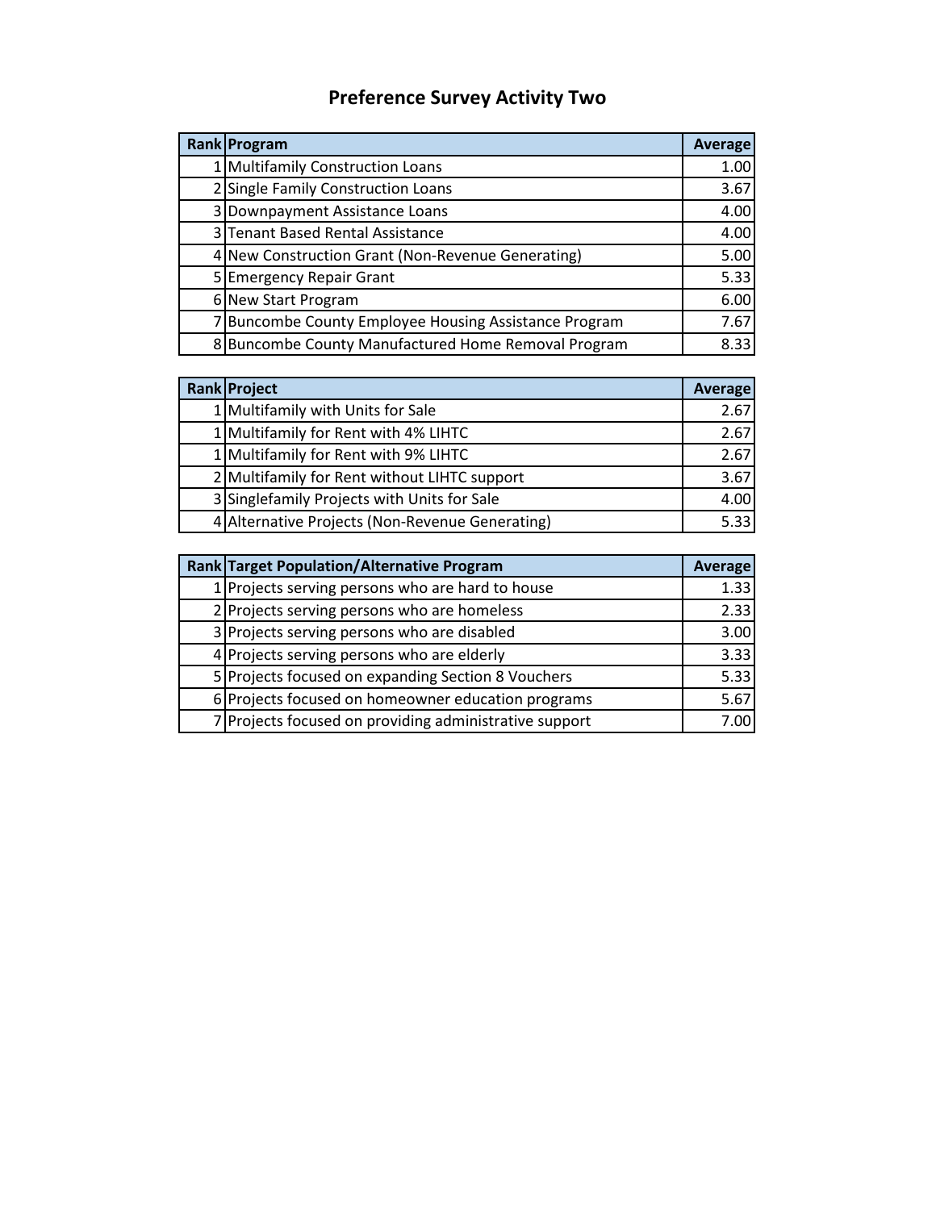# Preference Survey Activity Two

| Rank | Program | Average |
|---|---|---|
| 1 | Multifamily Construction Loans | 1.00 |
| 2 | Single Family Construction Loans | 3.67 |
| 3 | Downpayment Assistance Loans | 4.00 |
| 3 | Tenant Based Rental Assistance | 4.00 |
| 4 | New Construction Grant (Non-Revenue Generating) | 5.00 |
| 5 | Emergency Repair Grant | 5.33 |
| 6 | New Start Program | 6.00 |
| 7 | Buncombe County Employee Housing Assistance Program | 7.67 |
| 8 | Buncombe County Manufactured Home Removal Program | 8.33 |

| Rank | Project | Average |
|---|---|---|
| 1 | Multifamily with Units for Sale | 2.67 |
| 1 | Multifamily for Rent with 4% LIHTC | 2.67 |
| 1 | Multifamily for Rent with 9% LIHTC | 2.67 |
| 2 | Multifamily for Rent without LIHTC support | 3.67 |
| 3 | Singlefamily Projects with Units for Sale | 4.00 |
| 4 | Alternative Projects (Non-Revenue Generating) | 5.33 |

| Rank | Target Population/Alternative Program | Average |
|---|---|---|
| 1 | Projects serving persons who are hard to house | 1.33 |
| 2 | Projects serving persons who are homeless | 2.33 |
| 3 | Projects serving persons who are disabled | 3.00 |
| 4 | Projects serving persons who are elderly | 3.33 |
| 5 | Projects focused on expanding Section 8 Vouchers | 5.33 |
| 6 | Projects focused on homeowner education programs | 5.67 |
| 7 | Projects focused on providing administrative support | 7.00 |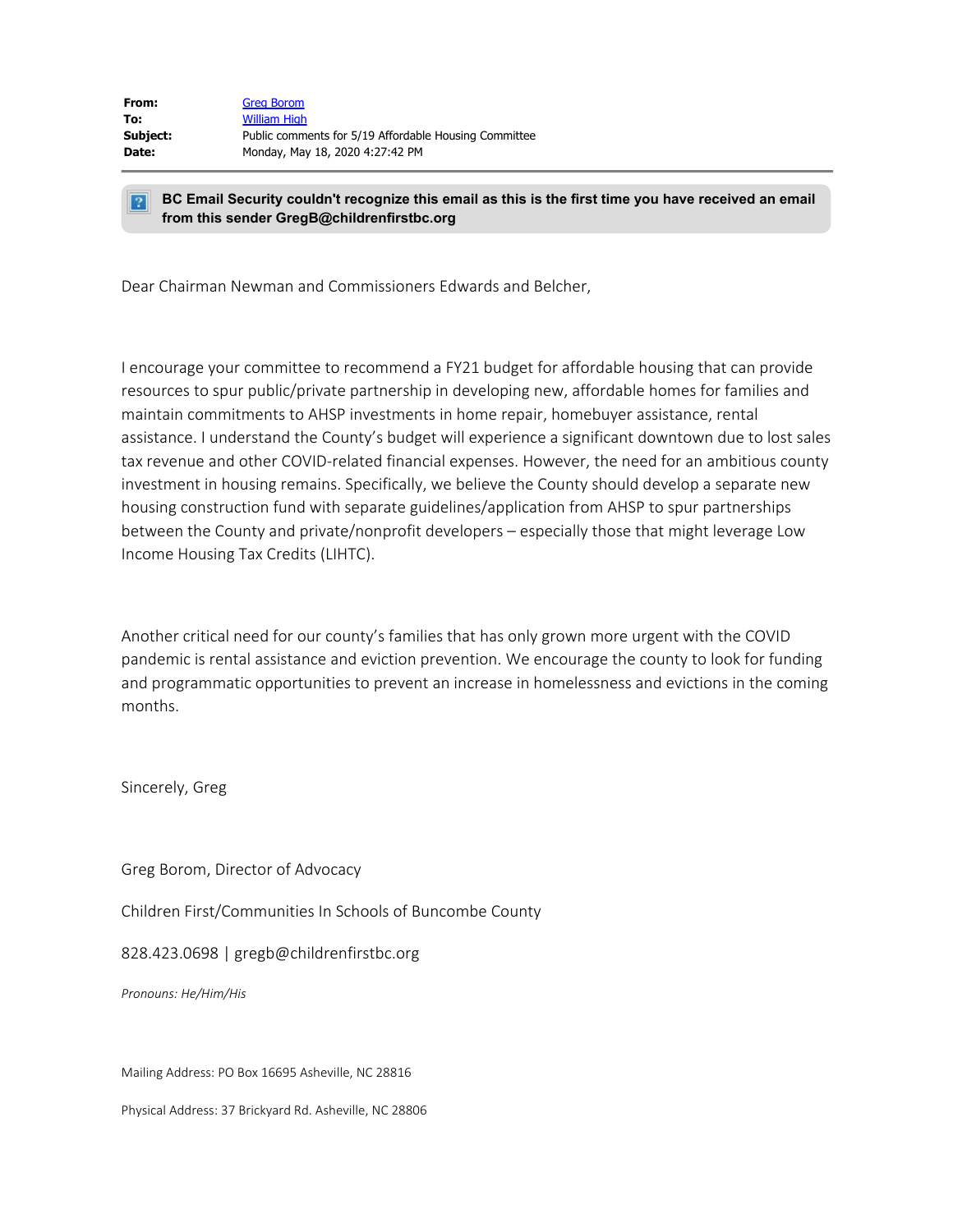| | |
|---|---|
| **From:** | Greg Borom |
| **To:** | William High |
| **Subject:** | Public comments for 5/19 Affordable Housing Committee |
| **Date:** | Monday, May 18, 2020 4:27:42 PM |

**BC Email Security couldn't recognize this email as this is the first time you have received an email from this sender GregB@childrenfirstbc.org**

Dear Chairman Newman and Commissioners Edwards and Belcher,

I encourage your committee to recommend a FY21 budget for affordable housing that can provide resources to spur public/private partnership in developing new, affordable homes for families and maintain commitments to AHSP investments in home repair, homebuyer assistance, rental assistance. I understand the County's budget will experience a significant downtown due to lost sales tax revenue and other COVID-related financial expenses. However, the need for an ambitious county investment in housing remains. Specifically, we believe the County should develop a separate new housing construction fund with separate guidelines/application from AHSP to spur partnerships between the County and private/nonprofit developers – especially those that might leverage Low Income Housing Tax Credits (LIHTC).

Another critical need for our county's families that has only grown more urgent with the COVID pandemic is rental assistance and eviction prevention. We encourage the county to look for funding and programmatic opportunities to prevent an increase in homelessness and evictions in the coming months.

Sincerely, Greg

Greg Borom, Director of Advocacy

Children First/Communities In Schools of Buncombe County

828.423.0698 | gregb@childrenfirstbc.org

*Pronouns: He/Him/His*

Mailing Address: PO Box 16695 Asheville, NC 28816

Physical Address: 37 Brickyard Rd. Asheville, NC 28806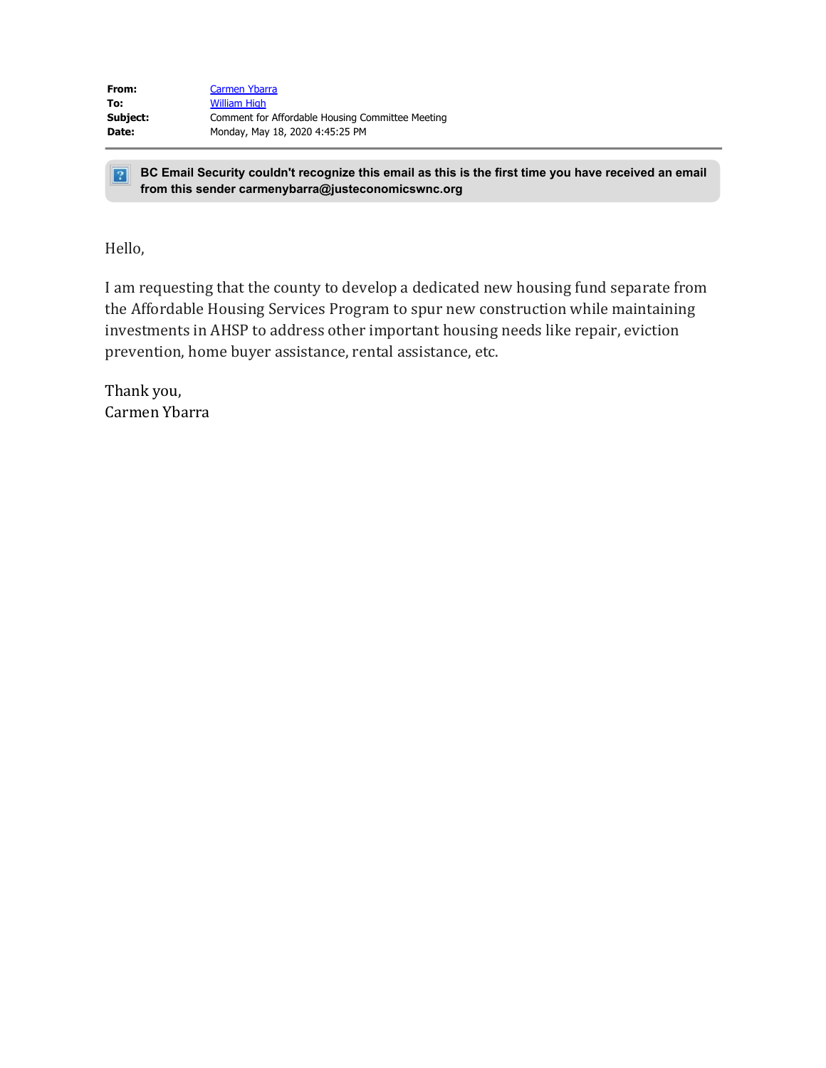**From:** Carmen Ybarra
**To:** William High
**Subject:** Comment for Affordable Housing Committee Meeting
**Date:** Monday, May 18, 2020 4:45:25 PM

---

**BC Email Security couldn't recognize this email as this is the first time you have received an email from this sender carmenybarra@justeconomicswnc.org**

Hello,

I am requesting that the county to develop a dedicated new housing fund separate from the Affordable Housing Services Program to spur new construction while maintaining investments in AHSP to address other important housing needs like repair, eviction prevention, home buyer assistance, rental assistance, etc.

Thank you,
Carmen Ybarra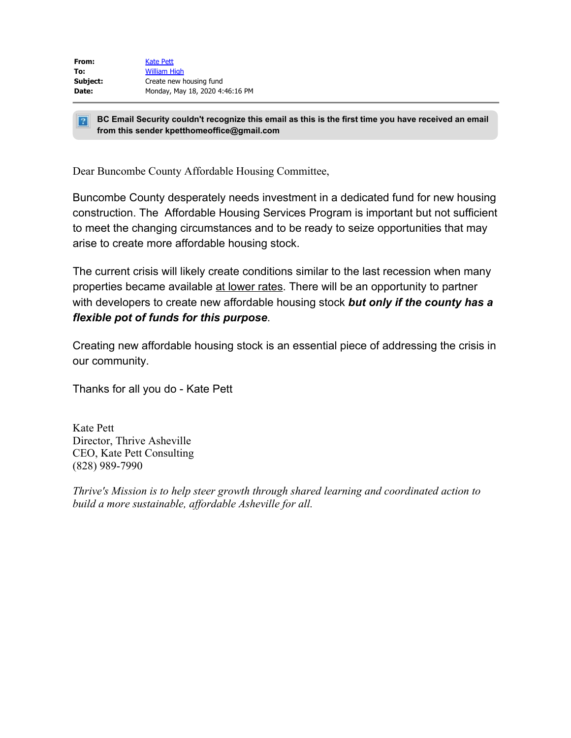**From:** Kate Pett
**To:** William High
**Subject:** Create new housing fund
**Date:** Monday, May 18, 2020 4:46:16 PM

**BC Email Security couldn't recognize this email as this is the first time you have received an email from this sender kpetthomeoffice@gmail.com**

Dear Buncombe County Affordable Housing Committee,

Buncombe County desperately needs investment in a dedicated fund for new housing construction. The Affordable Housing Services Program is important but not sufficient to meet the changing circumstances and to be ready to seize opportunities that may arise to create more affordable housing stock.

The current crisis will likely create conditions similar to the last recession when many properties became available at lower rates. There will be an opportunity to partner with developers to create new affordable housing stock ***but only if the county has a flexible pot of funds for this purpose***.

Creating new affordable housing stock is an essential piece of addressing the crisis in our community.

Thanks for all you do - Kate Pett

Kate Pett
Director, Thrive Asheville
CEO, Kate Pett Consulting
(828) 989-7990

*Thrive's Mission is to help steer growth through shared learning and coordinated action to build a more sustainable, affordable Asheville for all.*